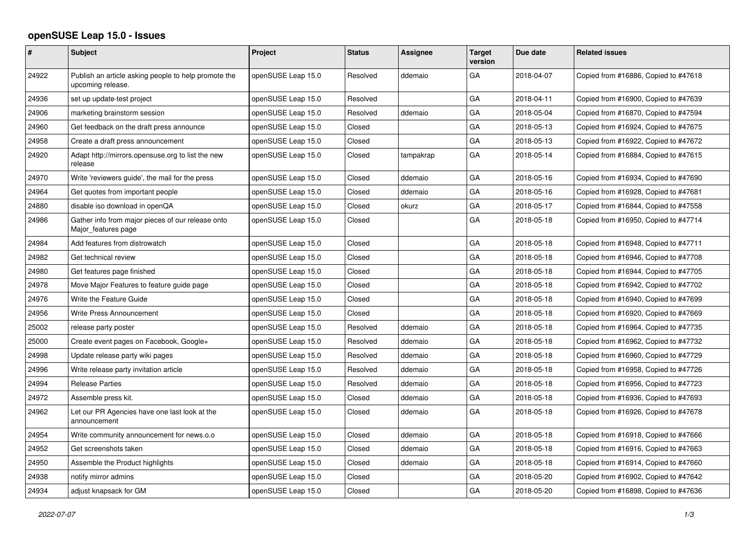# openSUSE Leap 15.0 - Issues

| # | Subject | Project | Status | Assignee | Target version | Due date | Related issues |
|---|---|---|---|---|---|---|---|
| 24922 | Publish an article asking people to help promote the upcoming release. | openSUSE Leap 15.0 | Resolved | ddemaio | GA | 2018-04-07 | Copied from #16886, Copied to #47618 |
| 24936 | set up update-test project | openSUSE Leap 15.0 | Resolved | | GA | 2018-04-11 | Copied from #16900, Copied to #47639 |
| 24906 | marketing brainstorm session | openSUSE Leap 15.0 | Resolved | ddemaio | GA | 2018-05-04 | Copied from #16870, Copied to #47594 |
| 24960 | Get feedback on the draft press announce | openSUSE Leap 15.0 | Closed | | GA | 2018-05-13 | Copied from #16924, Copied to #47675 |
| 24958 | Create a draft press announcement | openSUSE Leap 15.0 | Closed | | GA | 2018-05-13 | Copied from #16922, Copied to #47672 |
| 24920 | Adapt http://mirrors.opensuse.org to list the new release | openSUSE Leap 15.0 | Closed | tampakrap | GA | 2018-05-14 | Copied from #16884, Copied to #47615 |
| 24970 | Write 'reviewers guide', the mail for the press | openSUSE Leap 15.0 | Closed | ddemaio | GA | 2018-05-16 | Copied from #16934, Copied to #47690 |
| 24964 | Get quotes from important people | openSUSE Leap 15.0 | Closed | ddemaio | GA | 2018-05-16 | Copied from #16928, Copied to #47681 |
| 24880 | disable iso download in openQA | openSUSE Leap 15.0 | Closed | okurz | GA | 2018-05-17 | Copied from #16844, Copied to #47558 |
| 24986 | Gather info from major pieces of our release onto Major_features page | openSUSE Leap 15.0 | Closed | | GA | 2018-05-18 | Copied from #16950, Copied to #47714 |
| 24984 | Add features from distrowatch | openSUSE Leap 15.0 | Closed | | GA | 2018-05-18 | Copied from #16948, Copied to #47711 |
| 24982 | Get technical review | openSUSE Leap 15.0 | Closed | | GA | 2018-05-18 | Copied from #16946, Copied to #47708 |
| 24980 | Get features page finished | openSUSE Leap 15.0 | Closed | | GA | 2018-05-18 | Copied from #16944, Copied to #47705 |
| 24978 | Move Major Features to feature guide page | openSUSE Leap 15.0 | Closed | | GA | 2018-05-18 | Copied from #16942, Copied to #47702 |
| 24976 | Write the Feature Guide | openSUSE Leap 15.0 | Closed | | GA | 2018-05-18 | Copied from #16940, Copied to #47699 |
| 24956 | Write Press Announcement | openSUSE Leap 15.0 | Closed | | GA | 2018-05-18 | Copied from #16920, Copied to #47669 |
| 25002 | release party poster | openSUSE Leap 15.0 | Resolved | ddemaio | GA | 2018-05-18 | Copied from #16964, Copied to #47735 |
| 25000 | Create event pages on Facebook, Google+ | openSUSE Leap 15.0 | Resolved | ddemaio | GA | 2018-05-18 | Copied from #16962, Copied to #47732 |
| 24998 | Update release party wiki pages | openSUSE Leap 15.0 | Resolved | ddemaio | GA | 2018-05-18 | Copied from #16960, Copied to #47729 |
| 24996 | Write release party invitation article | openSUSE Leap 15.0 | Resolved | ddemaio | GA | 2018-05-18 | Copied from #16958, Copied to #47726 |
| 24994 | Release Parties | openSUSE Leap 15.0 | Resolved | ddemaio | GA | 2018-05-18 | Copied from #16956, Copied to #47723 |
| 24972 | Assemble press kit. | openSUSE Leap 15.0 | Closed | ddemaio | GA | 2018-05-18 | Copied from #16936, Copied to #47693 |
| 24962 | Let our PR Agencies have one last look at the announcement | openSUSE Leap 15.0 | Closed | ddemaio | GA | 2018-05-18 | Copied from #16926, Copied to #47678 |
| 24954 | Write community announcement for news.o.o | openSUSE Leap 15.0 | Closed | ddemaio | GA | 2018-05-18 | Copied from #16918, Copied to #47666 |
| 24952 | Get screenshots taken | openSUSE Leap 15.0 | Closed | ddemaio | GA | 2018-05-18 | Copied from #16916, Copied to #47663 |
| 24950 | Assemble the Product highlights | openSUSE Leap 15.0 | Closed | ddemaio | GA | 2018-05-18 | Copied from #16914, Copied to #47660 |
| 24938 | notify mirror admins | openSUSE Leap 15.0 | Closed | | GA | 2018-05-20 | Copied from #16902, Copied to #47642 |
| 24934 | adjust knapsack for GM | openSUSE Leap 15.0 | Closed | | GA | 2018-05-20 | Copied from #16898, Copied to #47636 |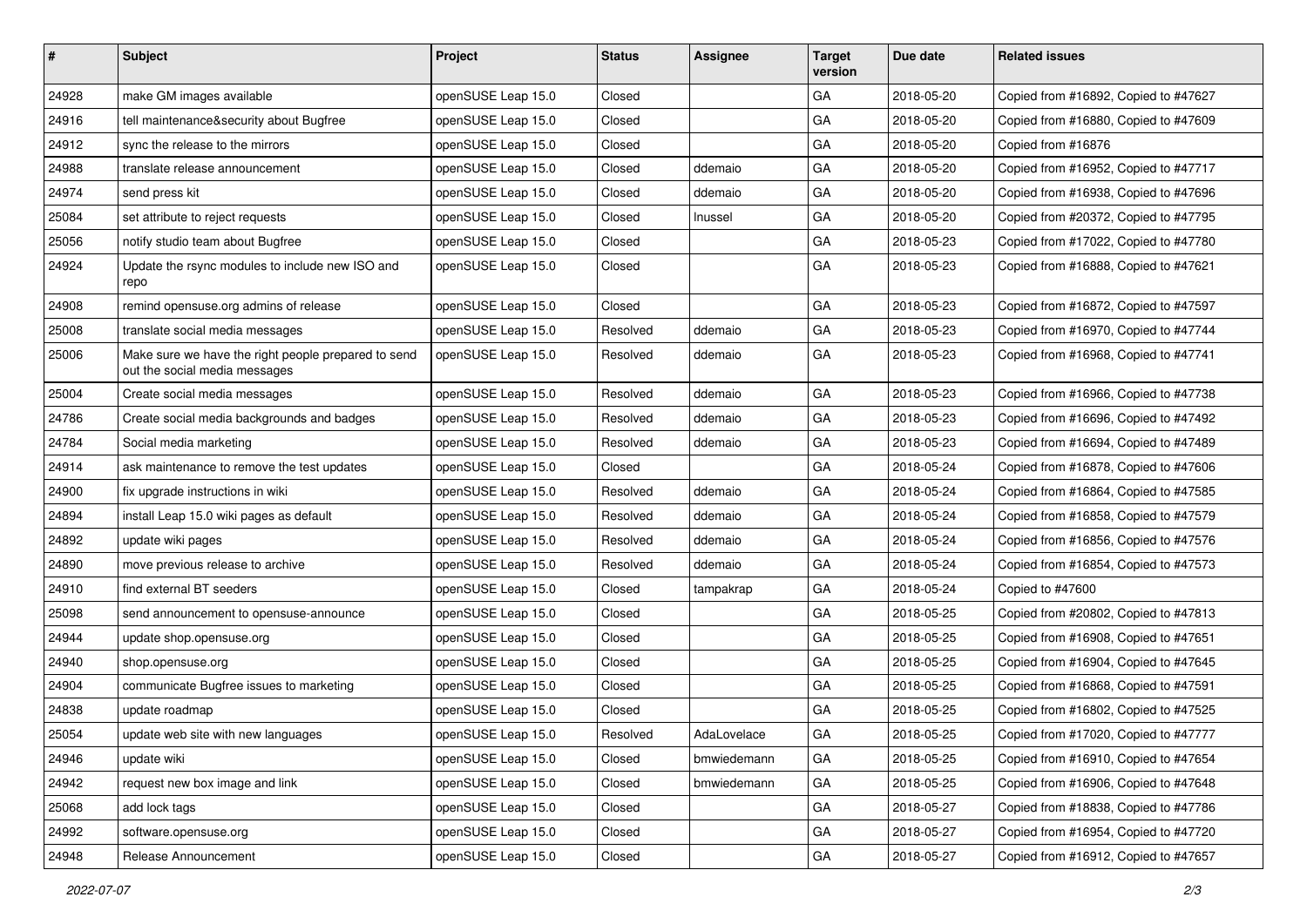| # | Subject | Project | Status | Assignee | Target version | Due date | Related issues |
|---|---|---|---|---|---|---|---|
| 24928 | make GM images available | openSUSE Leap 15.0 | Closed | | GA | 2018-05-20 | Copied from #16892, Copied to #47627 |
| 24916 | tell maintenance&security about Bugfree | openSUSE Leap 15.0 | Closed | | GA | 2018-05-20 | Copied from #16880, Copied to #47609 |
| 24912 | sync the release to the mirrors | openSUSE Leap 15.0 | Closed | | GA | 2018-05-20 | Copied from #16876 |
| 24988 | translate release announcement | openSUSE Leap 15.0 | Closed | ddemaio | GA | 2018-05-20 | Copied from #16952, Copied to #47717 |
| 24974 | send press kit | openSUSE Leap 15.0 | Closed | ddemaio | GA | 2018-05-20 | Copied from #16938, Copied to #47696 |
| 25084 | set attribute to reject requests | openSUSE Leap 15.0 | Closed | lnussel | GA | 2018-05-20 | Copied from #20372, Copied to #47795 |
| 25056 | notify studio team about Bugfree | openSUSE Leap 15.0 | Closed | | GA | 2018-05-23 | Copied from #17022, Copied to #47780 |
| 24924 | Update the rsync modules to include new ISO and repo | openSUSE Leap 15.0 | Closed | | GA | 2018-05-23 | Copied from #16888, Copied to #47621 |
| 24908 | remind opensuse.org admins of release | openSUSE Leap 15.0 | Closed | | GA | 2018-05-23 | Copied from #16872, Copied to #47597 |
| 25008 | translate social media messages | openSUSE Leap 15.0 | Resolved | ddemaio | GA | 2018-05-23 | Copied from #16970, Copied to #47744 |
| 25006 | Make sure we have the right people prepared to send out the social media messages | openSUSE Leap 15.0 | Resolved | ddemaio | GA | 2018-05-23 | Copied from #16968, Copied to #47741 |
| 25004 | Create social media messages | openSUSE Leap 15.0 | Resolved | ddemaio | GA | 2018-05-23 | Copied from #16966, Copied to #47738 |
| 24786 | Create social media backgrounds and badges | openSUSE Leap 15.0 | Resolved | ddemaio | GA | 2018-05-23 | Copied from #16696, Copied to #47492 |
| 24784 | Social media marketing | openSUSE Leap 15.0 | Resolved | ddemaio | GA | 2018-05-23 | Copied from #16694, Copied to #47489 |
| 24914 | ask maintenance to remove the test updates | openSUSE Leap 15.0 | Closed | | GA | 2018-05-24 | Copied from #16878, Copied to #47606 |
| 24900 | fix upgrade instructions in wiki | openSUSE Leap 15.0 | Resolved | ddemaio | GA | 2018-05-24 | Copied from #16864, Copied to #47585 |
| 24894 | install Leap 15.0 wiki pages as default | openSUSE Leap 15.0 | Resolved | ddemaio | GA | 2018-05-24 | Copied from #16858, Copied to #47579 |
| 24892 | update wiki pages | openSUSE Leap 15.0 | Resolved | ddemaio | GA | 2018-05-24 | Copied from #16856, Copied to #47576 |
| 24890 | move previous release to archive | openSUSE Leap 15.0 | Resolved | ddemaio | GA | 2018-05-24 | Copied from #16854, Copied to #47573 |
| 24910 | find external BT seeders | openSUSE Leap 15.0 | Closed | tampakrap | GA | 2018-05-24 | Copied to #47600 |
| 25098 | send announcement to opensuse-announce | openSUSE Leap 15.0 | Closed | | GA | 2018-05-25 | Copied from #20802, Copied to #47813 |
| 24944 | update shop.opensuse.org | openSUSE Leap 15.0 | Closed | | GA | 2018-05-25 | Copied from #16908, Copied to #47651 |
| 24940 | shop.opensuse.org | openSUSE Leap 15.0 | Closed | | GA | 2018-05-25 | Copied from #16904, Copied to #47645 |
| 24904 | communicate Bugfree issues to marketing | openSUSE Leap 15.0 | Closed | | GA | 2018-05-25 | Copied from #16868, Copied to #47591 |
| 24838 | update roadmap | openSUSE Leap 15.0 | Closed | | GA | 2018-05-25 | Copied from #16802, Copied to #47525 |
| 25054 | update web site with new languages | openSUSE Leap 15.0 | Resolved | AdaLovelace | GA | 2018-05-25 | Copied from #17020, Copied to #47777 |
| 24946 | update wiki | openSUSE Leap 15.0 | Closed | bmwiedemann | GA | 2018-05-25 | Copied from #16910, Copied to #47654 |
| 24942 | request new box image and link | openSUSE Leap 15.0 | Closed | bmwiedemann | GA | 2018-05-25 | Copied from #16906, Copied to #47648 |
| 25068 | add lock tags | openSUSE Leap 15.0 | Closed | | GA | 2018-05-27 | Copied from #18838, Copied to #47786 |
| 24992 | software.opensuse.org | openSUSE Leap 15.0 | Closed | | GA | 2018-05-27 | Copied from #16954, Copied to #47720 |
| 24948 | Release Announcement | openSUSE Leap 15.0 | Closed | | GA | 2018-05-27 | Copied from #16912, Copied to #47657 |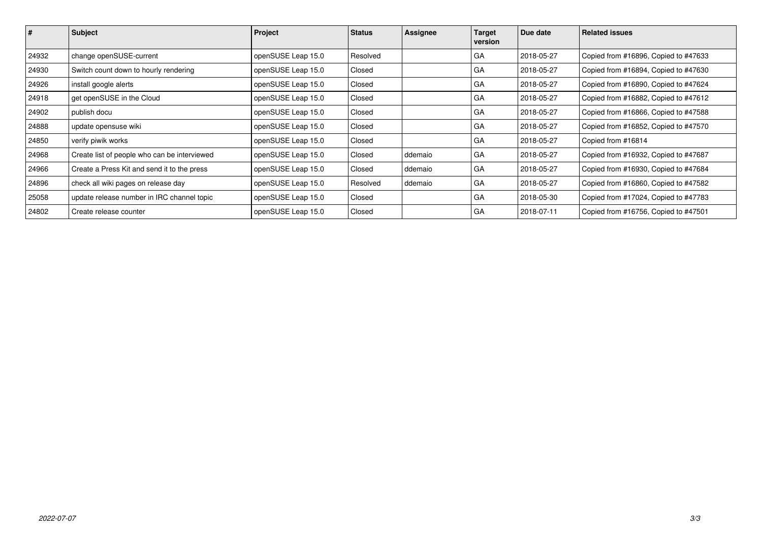| # | Subject | Project | Status | Assignee | Target version | Due date | Related issues |
|---|---|---|---|---|---|---|---|
| 24932 | change openSUSE-current | openSUSE Leap 15.0 | Resolved | | GA | 2018-05-27 | Copied from #16896, Copied to #47633 |
| 24930 | Switch count down to hourly rendering | openSUSE Leap 15.0 | Closed | | GA | 2018-05-27 | Copied from #16894, Copied to #47630 |
| 24926 | install google alerts | openSUSE Leap 15.0 | Closed | | GA | 2018-05-27 | Copied from #16890, Copied to #47624 |
| 24918 | get openSUSE in the Cloud | openSUSE Leap 15.0 | Closed | | GA | 2018-05-27 | Copied from #16882, Copied to #47612 |
| 24902 | publish docu | openSUSE Leap 15.0 | Closed | | GA | 2018-05-27 | Copied from #16866, Copied to #47588 |
| 24888 | update opensuse wiki | openSUSE Leap 15.0 | Closed | | GA | 2018-05-27 | Copied from #16852, Copied to #47570 |
| 24850 | verify piwik works | openSUSE Leap 15.0 | Closed | | GA | 2018-05-27 | Copied from #16814 |
| 24968 | Create list of people who can be interviewed | openSUSE Leap 15.0 | Closed | ddemaio | GA | 2018-05-27 | Copied from #16932, Copied to #47687 |
| 24966 | Create a Press Kit and send it to the press | openSUSE Leap 15.0 | Closed | ddemaio | GA | 2018-05-27 | Copied from #16930, Copied to #47684 |
| 24896 | check all wiki pages on release day | openSUSE Leap 15.0 | Resolved | ddemaio | GA | 2018-05-27 | Copied from #16860, Copied to #47582 |
| 25058 | update release number in IRC channel topic | openSUSE Leap 15.0 | Closed | | GA | 2018-05-30 | Copied from #17024, Copied to #47783 |
| 24802 | Create release counter | openSUSE Leap 15.0 | Closed | | GA | 2018-07-11 | Copied from #16756, Copied to #47501 |